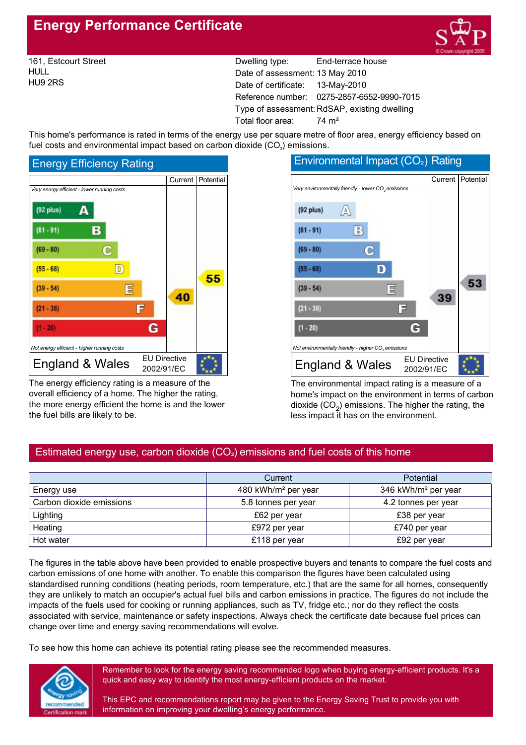# Energy Performance Certificate

161, Estcourt Street
HULL
HU9 2RS

| | |
|---|---|
| Dwelling type: | End-terrace house |
| Date of assessment: | 13 May 2010 |
| Date of certificate: | 13-May-2010 |
| Reference number: | 0275-2857-6552-9990-7015 |
| Type of assessment: | RdSAP, existing dwelling |
| Total floor area: | 74 m² |

This home's performance is rated in terms of the energy use per square metre of floor area, energy efficiency based on fuel costs and environmental impact based on carbon dioxide ($CO_2$) emissions.

## Energy Efficiency Rating

*Very energy efficient - lower running costs*

| Rating band | Current | Potential |
|---|---|---|
| (92 plus) A | | |
| (81 - 91) B | | |
| (69 - 80) C | | |
| (55 - 68) D | | 55 |
| (39 - 54) E | 40 | |
| (21 - 38) F | | |
| (1 - 20) G | | |

*Not energy efficient - higher running costs*

England & Wales — EU Directive 2002/91/EC

The energy efficiency rating is a measure of the overall efficiency of a home. The higher the rating, the more energy efficient the home is and the lower the fuel bills are likely to be.

## Environmental Impact ($CO_2$) Rating

*Very environmentally friendly - lower $CO_2$ emissions*

| Rating band | Current | Potential |
|---|---|---|
| (92 plus) A | | |
| (81 - 91) B | | |
| (69 - 80) C | | |
| (55 - 68) D | | |
| (39 - 54) E | 39 | 53 |
| (21 - 38) F | | |
| (1 - 20) G | | |

*Not environmentally friendly - higher $CO_2$ emissions*

England & Wales — EU Directive 2002/91/EC

The environmental impact rating is a measure of a home's impact on the environment in terms of carbon dioxide ($CO_2$) emissions. The higher the rating, the less impact it has on the environment.

## Estimated energy use, carbon dioxide ($CO_2$) emissions and fuel costs of this home

| | Current | Potential |
|---|---|---|
| Energy use | 480 kWh/m² per year | 346 kWh/m² per year |
| Carbon dioxide emissions | 5.8 tonnes per year | 4.2 tonnes per year |
| Lighting | £62 per year | £38 per year |
| Heating | £972 per year | £740 per year |
| Hot water | £118 per year | £92 per year |

The figures in the table above have been provided to enable prospective buyers and tenants to compare the fuel costs and carbon emissions of one home with another. To enable this comparison the figures have been calculated using standardised running conditions (heating periods, room temperature, etc.) that are the same for all homes, consequently they are unlikely to match an occupier's actual fuel bills and carbon emissions in practice. The figures do not include the impacts of the fuels used for cooking or running appliances, such as TV, fridge etc.; nor do they reflect the costs associated with service, maintenance or safety inspections. Always check the certificate date because fuel prices can change over time and energy saving recommendations will evolve.

To see how this home can achieve its potential rating please see the recommended measures.

Remember to look for the energy saving recommended logo when buying energy-efficient products. It's a quick and easy way to identify the most energy-efficient products on the market.

This EPC and recommendations report may be given to the Energy Saving Trust to provide you with information on improving your dwelling's energy performance.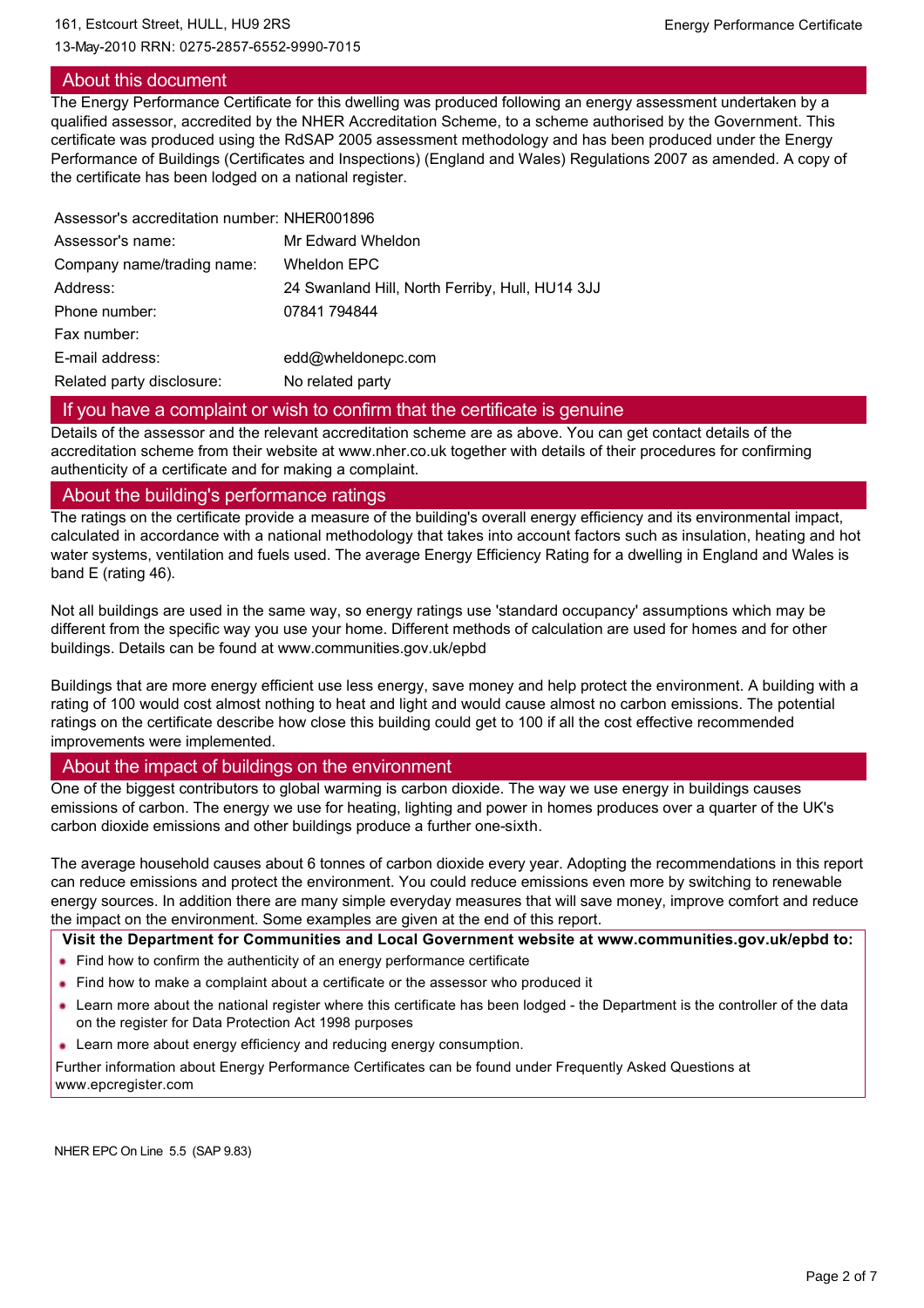## About this document

The Energy Performance Certificate for this dwelling was produced following an energy assessment undertaken by a qualified assessor, accredited by the NHER Accreditation Scheme, to a scheme authorised by the Government. This certificate was produced using the RdSAP 2005 assessment methodology and has been produced under the Energy Performance of Buildings (Certificates and Inspections) (England and Wales) Regulations 2007 as amended. A copy of the certificate has been lodged on a national register.

| | |
|---|---|
| Assessor's accreditation number: | NHER001896 |
| Assessor's name: | Mr Edward Wheldon |
| Company name/trading name: | Wheldon EPC |
| Address: | 24 Swanland Hill, North Ferriby, Hull, HU14 3JJ |
| Phone number: | 07841 794844 |
| Fax number: | |
| E-mail address: | edd@wheldonepc.com |
| Related party disclosure: | No related party |

## If you have a complaint or wish to confirm that the certificate is genuine

Details of the assessor and the relevant accreditation scheme are as above. You can get contact details of the accreditation scheme from their website at www.nher.co.uk together with details of their procedures for confirming authenticity of a certificate and for making a complaint.

## About the building's performance ratings

The ratings on the certificate provide a measure of the building's overall energy efficiency and its environmental impact, calculated in accordance with a national methodology that takes into account factors such as insulation, heating and hot water systems, ventilation and fuels used. The average Energy Efficiency Rating for a dwelling in England and Wales is band E (rating 46).

Not all buildings are used in the same way, so energy ratings use 'standard occupancy' assumptions which may be different from the specific way you use your home. Different methods of calculation are used for homes and for other buildings. Details can be found at www.communities.gov.uk/epbd

Buildings that are more energy efficient use less energy, save money and help protect the environment. A building with a rating of 100 would cost almost nothing to heat and light and would cause almost no carbon emissions. The potential ratings on the certificate describe how close this building could get to 100 if all the cost effective recommended improvements were implemented.

## About the impact of buildings on the environment

One of the biggest contributors to global warming is carbon dioxide. The way we use energy in buildings causes emissions of carbon. The energy we use for heating, lighting and power in homes produces over a quarter of the UK's carbon dioxide emissions and other buildings produce a further one-sixth.

The average household causes about 6 tonnes of carbon dioxide every year. Adopting the recommendations in this report can reduce emissions and protect the environment. You could reduce emissions even more by switching to renewable energy sources. In addition there are many simple everyday measures that will save money, improve comfort and reduce the impact on the environment. Some examples are given at the end of this report.

**Visit the Department for Communities and Local Government website at www.communities.gov.uk/epbd to:**

- Find how to confirm the authenticity of an energy performance certificate
- Find how to make a complaint about a certificate or the assessor who produced it
- Learn more about the national register where this certificate has been lodged - the Department is the controller of the data on the register for Data Protection Act 1998 purposes
- Learn more about energy efficiency and reducing energy consumption.

Further information about Energy Performance Certificates can be found under Frequently Asked Questions at www.epcregister.com

NHER EPC On Line 5.5 (SAP 9.83)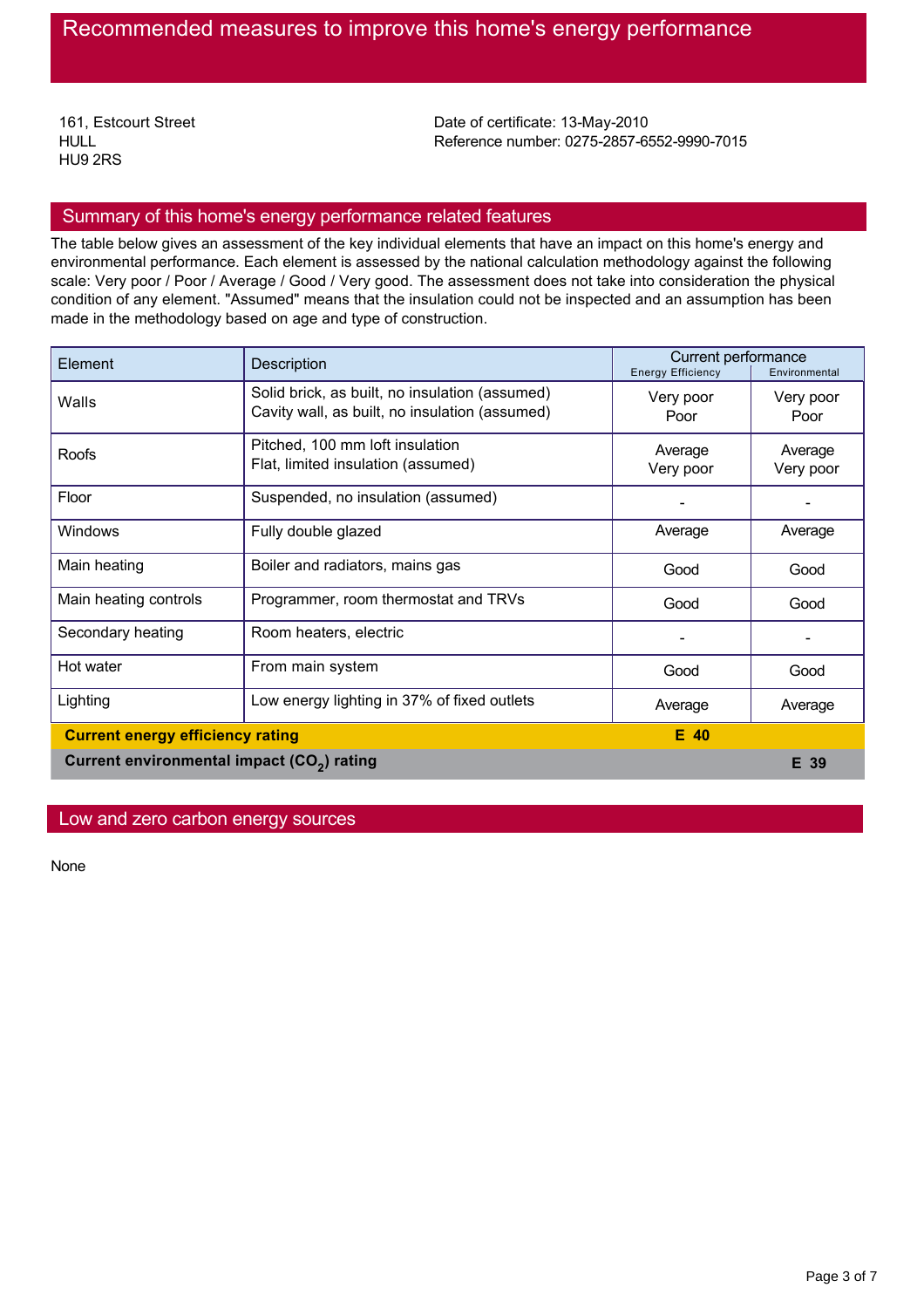# Recommended measures to improve this home's energy performance

161, Estcourt Street
HULL
HU9 2RS

Date of certificate: 13-May-2010
Reference number: 0275-2857-6552-9990-7015

## Summary of this home's energy performance related features

The table below gives an assessment of the key individual elements that have an impact on this home's energy and environmental performance. Each element is assessed by the national calculation methodology against the following scale: Very poor / Poor / Average / Good / Very good. The assessment does not take into consideration the physical condition of any element. "Assumed" means that the insulation could not be inspected and an assumption has been made in the methodology based on age and type of construction.

| Element | Description | Current performance | |
|---|---|---|---|
| | | Energy Efficiency | Environmental |
| Walls | Solid brick, as built, no insulation (assumed)<br>Cavity wall, as built, no insulation (assumed) | Very poor<br>Poor | Very poor<br>Poor |
| Roofs | Pitched, 100 mm loft insulation<br>Flat, limited insulation (assumed) | Average<br>Very poor | Average<br>Very poor |
| Floor | Suspended, no insulation (assumed) | - | - |
| Windows | Fully double glazed | Average | Average |
| Main heating | Boiler and radiators, mains gas | Good | Good |
| Main heating controls | Programmer, room thermostat and TRVs | Good | Good |
| Secondary heating | Room heaters, electric | - | - |
| Hot water | From main system | Good | Good |
| Lighting | Low energy lighting in 37% of fixed outlets | Average | Average |
| **Current energy efficiency rating** | | **E 40** | |
| **Current environmental impact ($CO_2$) rating** | | | **E 39** |

## Low and zero carbon energy sources

None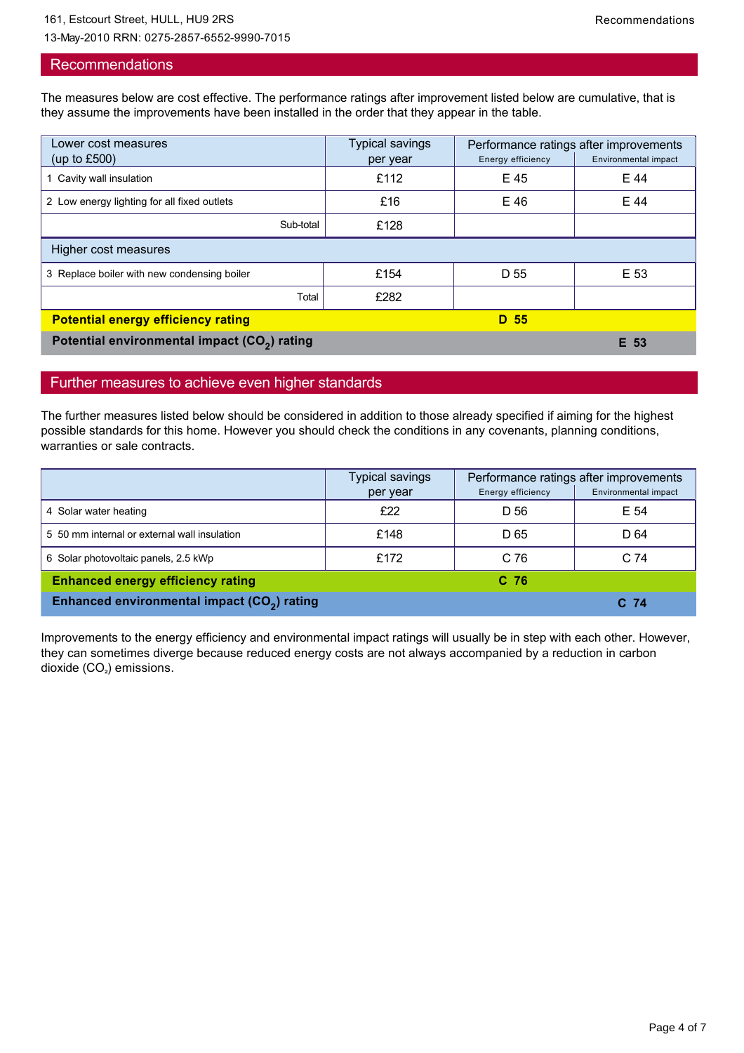161, Estcourt Street, HULL, HU9 2RS
13-May-2010 RRN: 0275-2857-6552-9990-7015

## Recommendations

The measures below are cost effective. The performance ratings after improvement listed below are cumulative, that is they assume the improvements have been installed in the order that they appear in the table.

| Lower cost measures (up to £500) | Typical savings per year | Performance ratings after improvements | |
|---|---|---|---|
| | | Energy efficiency | Environmental impact |
| 1 Cavity wall insulation | £112 | E 45 | E 44 |
| 2 Low energy lighting for all fixed outlets | £16 | E 46 | E 44 |
| Sub-total | £128 | | |
| **Higher cost measures** | | | |
| 3 Replace boiler with new condensing boiler | £154 | D 55 | E 53 |
| Total | £282 | | |
| **Potential energy efficiency rating** | | **D 55** | |
| **Potential environmental impact ($CO_2$) rating** | | | **E 53** |

## Further measures to achieve even higher standards

The further measures listed below should be considered in addition to those already specified if aiming for the highest possible standards for this home. However you should check the conditions in any covenants, planning conditions, warranties or sale contracts.

| | Typical savings per year | Performance ratings after improvements | |
|---|---|---|---|
| | | Energy efficiency | Environmental impact |
| 4 Solar water heating | £22 | D 56 | E 54 |
| 5 50 mm internal or external wall insulation | £148 | D 65 | D 64 |
| 6 Solar photovoltaic panels, 2.5 kWp | £172 | C 76 | C 74 |
| **Enhanced energy efficiency rating** | | **C 76** | |
| **Enhanced environmental impact ($CO_2$) rating** | | | **C 74** |

Improvements to the energy efficiency and environmental impact ratings will usually be in step with each other. However, they can sometimes diverge because reduced energy costs are not always accompanied by a reduction in carbon dioxide ($CO_2$) emissions.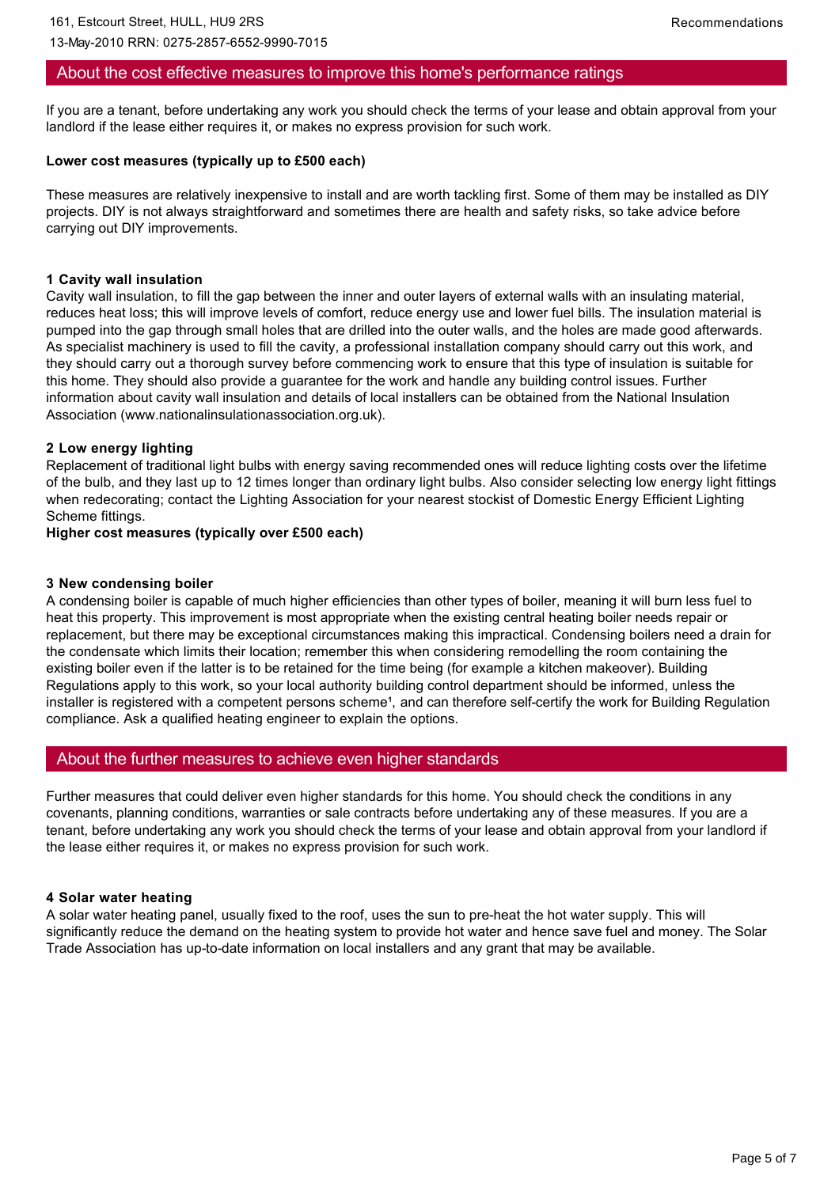## About the cost effective measures to improve this home's performance ratings

If you are a tenant, before undertaking any work you should check the terms of your lease and obtain approval from your landlord if the lease either requires it, or makes no express provision for such work.

**Lower cost measures (typically up to £500 each)**

These measures are relatively inexpensive to install and are worth tackling first. Some of them may be installed as DIY projects. DIY is not always straightforward and sometimes there are health and safety risks, so take advice before carrying out DIY improvements.

**1 Cavity wall insulation**

Cavity wall insulation, to fill the gap between the inner and outer layers of external walls with an insulating material, reduces heat loss; this will improve levels of comfort, reduce energy use and lower fuel bills. The insulation material is pumped into the gap through small holes that are drilled into the outer walls, and the holes are made good afterwards. As specialist machinery is used to fill the cavity, a professional installation company should carry out this work, and they should carry out a thorough survey before commencing work to ensure that this type of insulation is suitable for this home. They should also provide a guarantee for the work and handle any building control issues. Further information about cavity wall insulation and details of local installers can be obtained from the National Insulation Association (www.nationalinsulationassociation.org.uk).

**2 Low energy lighting**

Replacement of traditional light bulbs with energy saving recommended ones will reduce lighting costs over the lifetime of the bulb, and they last up to 12 times longer than ordinary light bulbs. Also consider selecting low energy light fittings when redecorating; contact the Lighting Association for your nearest stockist of Domestic Energy Efficient Lighting Scheme fittings.

**Higher cost measures (typically over £500 each)**

**3 New condensing boiler**

A condensing boiler is capable of much higher efficiencies than other types of boiler, meaning it will burn less fuel to heat this property. This improvement is most appropriate when the existing central heating boiler needs repair or replacement, but there may be exceptional circumstances making this impractical. Condensing boilers need a drain for the condensate which limits their location; remember this when considering remodelling the room containing the existing boiler even if the latter is to be retained for the time being (for example a kitchen makeover). Building Regulations apply to this work, so your local authority building control department should be informed, unless the installer is registered with a competent persons scheme[1], and can therefore self-certify the work for Building Regulation compliance. Ask a qualified heating engineer to explain the options.

## About the further measures to achieve even higher standards

Further measures that could deliver even higher standards for this home. You should check the conditions in any covenants, planning conditions, warranties or sale contracts before undertaking any of these measures. If you are a tenant, before undertaking any work you should check the terms of your lease and obtain approval from your landlord if the lease either requires it, or makes no express provision for such work.

**4 Solar water heating**

A solar water heating panel, usually fixed to the roof, uses the sun to pre-heat the hot water supply. This will significantly reduce the demand on the heating system to provide hot water and hence save fuel and money. The Solar Trade Association has up-to-date information on local installers and any grant that may be available.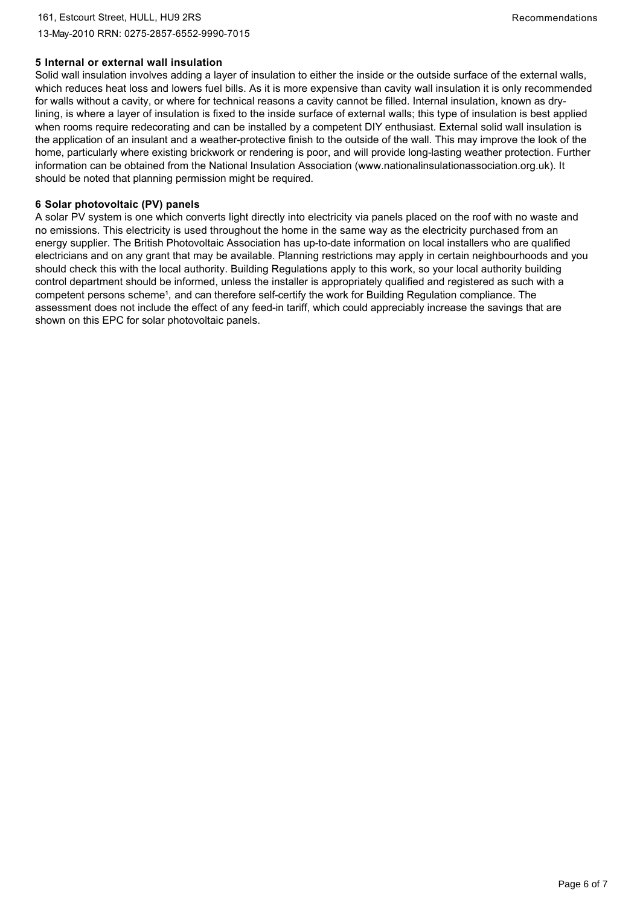**5 Internal or external wall insulation**

Solid wall insulation involves adding a layer of insulation to either the inside or the outside surface of the external walls, which reduces heat loss and lowers fuel bills. As it is more expensive than cavity wall insulation it is only recommended for walls without a cavity, or where for technical reasons a cavity cannot be filled. Internal insulation, known as dry-lining, is where a layer of insulation is fixed to the inside surface of external walls; this type of insulation is best applied when rooms require redecorating and can be installed by a competent DIY enthusiast. External solid wall insulation is the application of an insulant and a weather-protective finish to the outside of the wall. This may improve the look of the home, particularly where existing brickwork or rendering is poor, and will provide long-lasting weather protection. Further information can be obtained from the National Insulation Association (www.nationalinsulationassociation.org.uk). It should be noted that planning permission might be required.

**6 Solar photovoltaic (PV) panels**

A solar PV system is one which converts light directly into electricity via panels placed on the roof with no waste and no emissions. This electricity is used throughout the home in the same way as the electricity purchased from an energy supplier. The British Photovoltaic Association has up-to-date information on local installers who are qualified electricians and on any grant that may be available. Planning restrictions may apply in certain neighbourhoods and you should check this with the local authority. Building Regulations apply to this work, so your local authority building control department should be informed, unless the installer is appropriately qualified and registered as such with a competent persons scheme[1], and can therefore self-certify the work for Building Regulation compliance. The assessment does not include the effect of any feed-in tariff, which could appreciably increase the savings that are shown on this EPC for solar photovoltaic panels.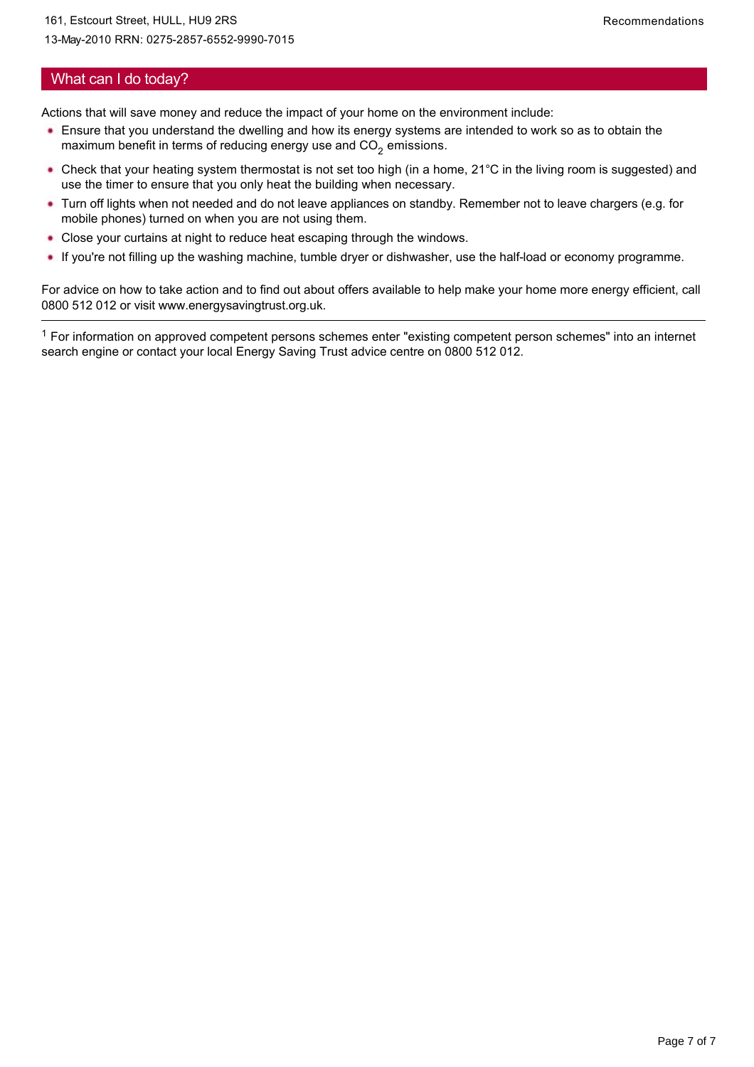## What can I do today?

Actions that will save money and reduce the impact of your home on the environment include:

- Ensure that you understand the dwelling and how its energy systems are intended to work so as to obtain the maximum benefit in terms of reducing energy use and $CO_2$ emissions.
- Check that your heating system thermostat is not set too high (in a home, 21°C in the living room is suggested) and use the timer to ensure that you only heat the building when necessary.
- Turn off lights when not needed and do not leave appliances on standby. Remember not to leave chargers (e.g. for mobile phones) turned on when you are not using them.
- Close your curtains at night to reduce heat escaping through the windows.
- If you're not filling up the washing machine, tumble dryer or dishwasher, use the half-load or economy programme.

For advice on how to take action and to find out about offers available to help make your home more energy efficient, call 0800 512 012 or visit www.energysavingtrust.org.uk.

---

[1] For information on approved competent persons schemes enter "existing competent person schemes" into an internet search engine or contact your local Energy Saving Trust advice centre on 0800 512 012.